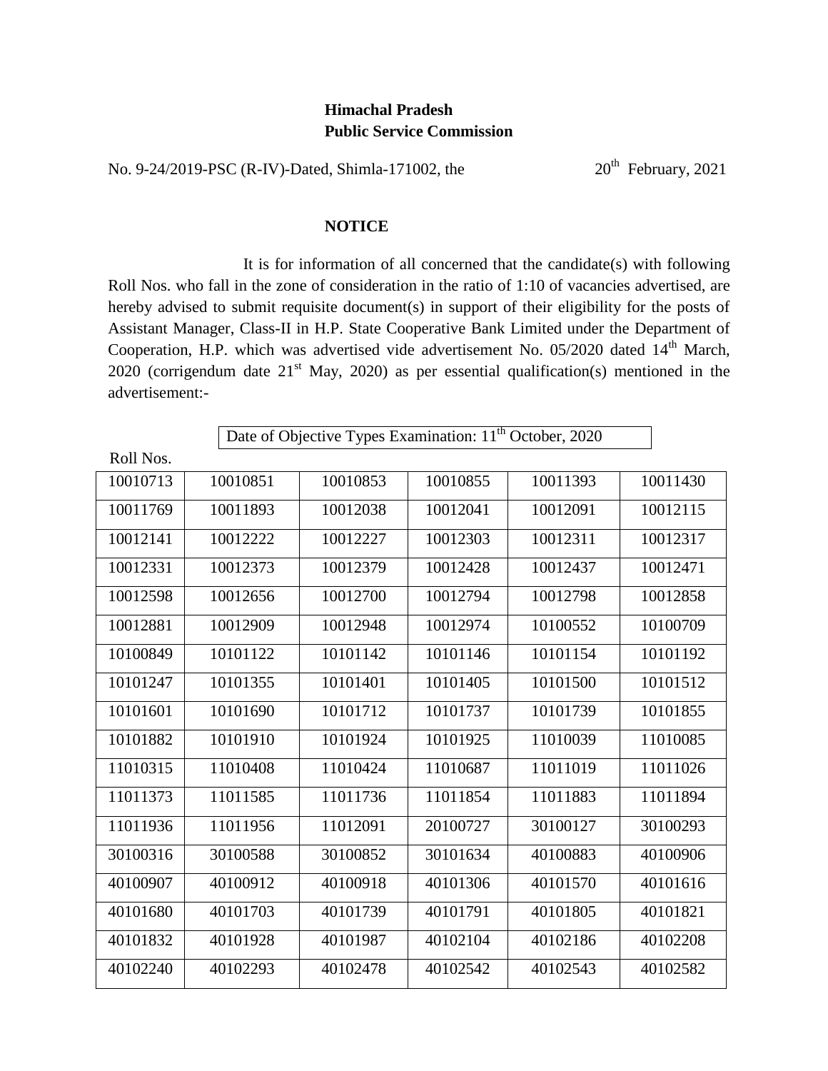**Himachal Pradesh**
**Public Service Commission**

No. 9-24/2019-PSC (R-IV)-Dated, Shimla-171002, the 20th February, 2021

## NOTICE

It is for information of all concerned that the candidate(s) with following Roll Nos. who fall in the zone of consideration in the ratio of 1:10 of vacancies advertised, are hereby advised to submit requisite document(s) in support of their eligibility for the posts of Assistant Manager, Class-II in H.P. State Cooperative Bank Limited under the Department of Cooperation, H.P. which was advertised vide advertisement No. 05/2020 dated 14th March, 2020 (corrigendum date 21st May, 2020) as per essential qualification(s) mentioned in the advertisement:-

Date of Objective Types Examination: 11th October, 2020

Roll Nos.

| | | | | | |
|---|---|---|---|---|---|
| 10010713 | 10010851 | 10010853 | 10010855 | 10011393 | 10011430 |
| 10011769 | 10011893 | 10012038 | 10012041 | 10012091 | 10012115 |
| 10012141 | 10012222 | 10012227 | 10012303 | 10012311 | 10012317 |
| 10012331 | 10012373 | 10012379 | 10012428 | 10012437 | 10012471 |
| 10012598 | 10012656 | 10012700 | 10012794 | 10012798 | 10012858 |
| 10012881 | 10012909 | 10012948 | 10012974 | 10100552 | 10100709 |
| 10100849 | 10101122 | 10101142 | 10101146 | 10101154 | 10101192 |
| 10101247 | 10101355 | 10101401 | 10101405 | 10101500 | 10101512 |
| 10101601 | 10101690 | 10101712 | 10101737 | 10101739 | 10101855 |
| 10101882 | 10101910 | 10101924 | 10101925 | 11010039 | 11010085 |
| 11010315 | 11010408 | 11010424 | 11010687 | 11011019 | 11011026 |
| 11011373 | 11011585 | 11011736 | 11011854 | 11011883 | 11011894 |
| 11011936 | 11011956 | 11012091 | 20100727 | 30100127 | 30100293 |
| 30100316 | 30100588 | 30100852 | 30101634 | 40100883 | 40100906 |
| 40100907 | 40100912 | 40100918 | 40101306 | 40101570 | 40101616 |
| 40101680 | 40101703 | 40101739 | 40101791 | 40101805 | 40101821 |
| 40101832 | 40101928 | 40101987 | 40102104 | 40102186 | 40102208 |
| 40102240 | 40102293 | 40102478 | 40102542 | 40102543 | 40102582 |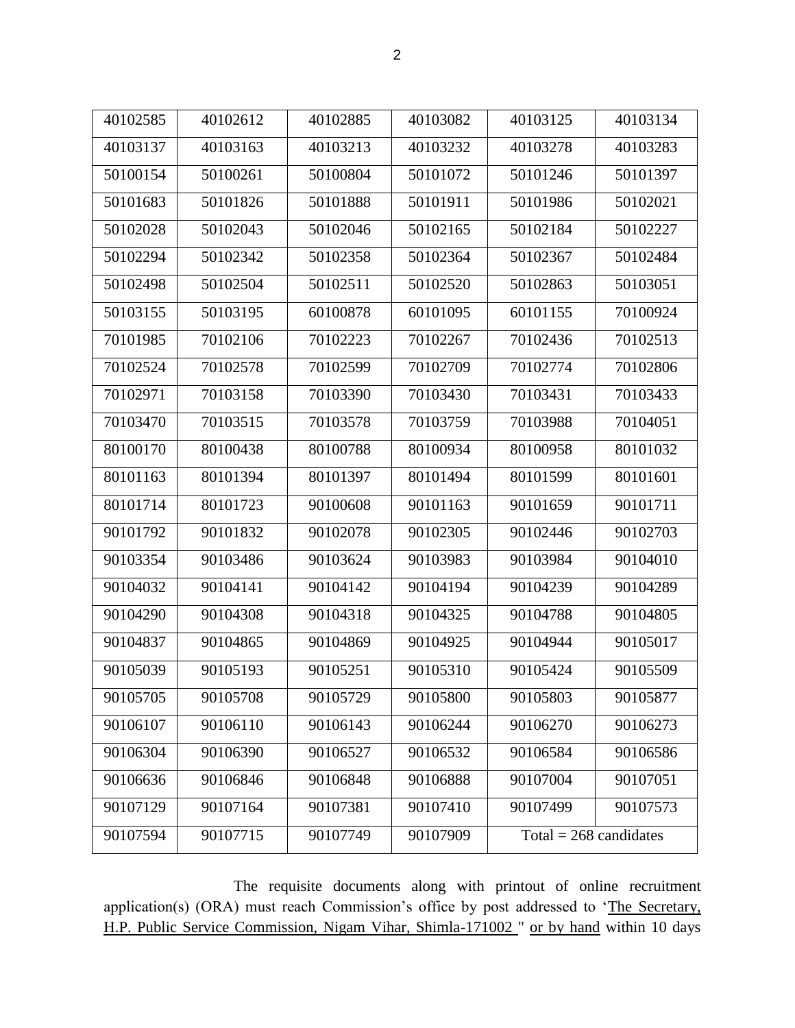| 40102585 | 40102612 | 40102885 | 40103082 | 40103125 | 40103134 |
|---|---|---|---|---|---|
| 40103137 | 40103163 | 40103213 | 40103232 | 40103278 | 40103283 |
| 50100154 | 50100261 | 50100804 | 50101072 | 50101246 | 50101397 |
| 50101683 | 50101826 | 50101888 | 50101911 | 50101986 | 50102021 |
| 50102028 | 50102043 | 50102046 | 50102165 | 50102184 | 50102227 |
| 50102294 | 50102342 | 50102358 | 50102364 | 50102367 | 50102484 |
| 50102498 | 50102504 | 50102511 | 50102520 | 50102863 | 50103051 |
| 50103155 | 50103195 | 60100878 | 60101095 | 60101155 | 70100924 |
| 70101985 | 70102106 | 70102223 | 70102267 | 70102436 | 70102513 |
| 70102524 | 70102578 | 70102599 | 70102709 | 70102774 | 70102806 |
| 70102971 | 70103158 | 70103390 | 70103430 | 70103431 | 70103433 |
| 70103470 | 70103515 | 70103578 | 70103759 | 70103988 | 70104051 |
| 80100170 | 80100438 | 80100788 | 80100934 | 80100958 | 80101032 |
| 80101163 | 80101394 | 80101397 | 80101494 | 80101599 | 80101601 |
| 80101714 | 80101723 | 90100608 | 90101163 | 90101659 | 90101711 |
| 90101792 | 90101832 | 90102078 | 90102305 | 90102446 | 90102703 |
| 90103354 | 90103486 | 90103624 | 90103983 | 90103984 | 90104010 |
| 90104032 | 90104141 | 90104142 | 90104194 | 90104239 | 90104289 |
| 90104290 | 90104308 | 90104318 | 90104325 | 90104788 | 90104805 |
| 90104837 | 90104865 | 90104869 | 90104925 | 90104944 | 90105017 |
| 90105039 | 90105193 | 90105251 | 90105310 | 90105424 | 90105509 |
| 90105705 | 90105708 | 90105729 | 90105800 | 90105803 | 90105877 |
| 90106107 | 90106110 | 90106143 | 90106244 | 90106270 | 90106273 |
| 90106304 | 90106390 | 90106527 | 90106532 | 90106584 | 90106586 |
| 90106636 | 90106846 | 90106848 | 90106888 | 90107004 | 90107051 |
| 90107129 | 90107164 | 90107381 | 90107410 | 90107499 | 90107573 |
| 90107594 | 90107715 | 90107749 | 90107909 | Total = 268 candidates | |

The requisite documents along with printout of online recruitment application(s) (ORA) must reach Commission's office by post addressed to 'The Secretary, H.P. Public Service Commission, Nigam Vihar, Shimla-171002 " or by hand within 10 days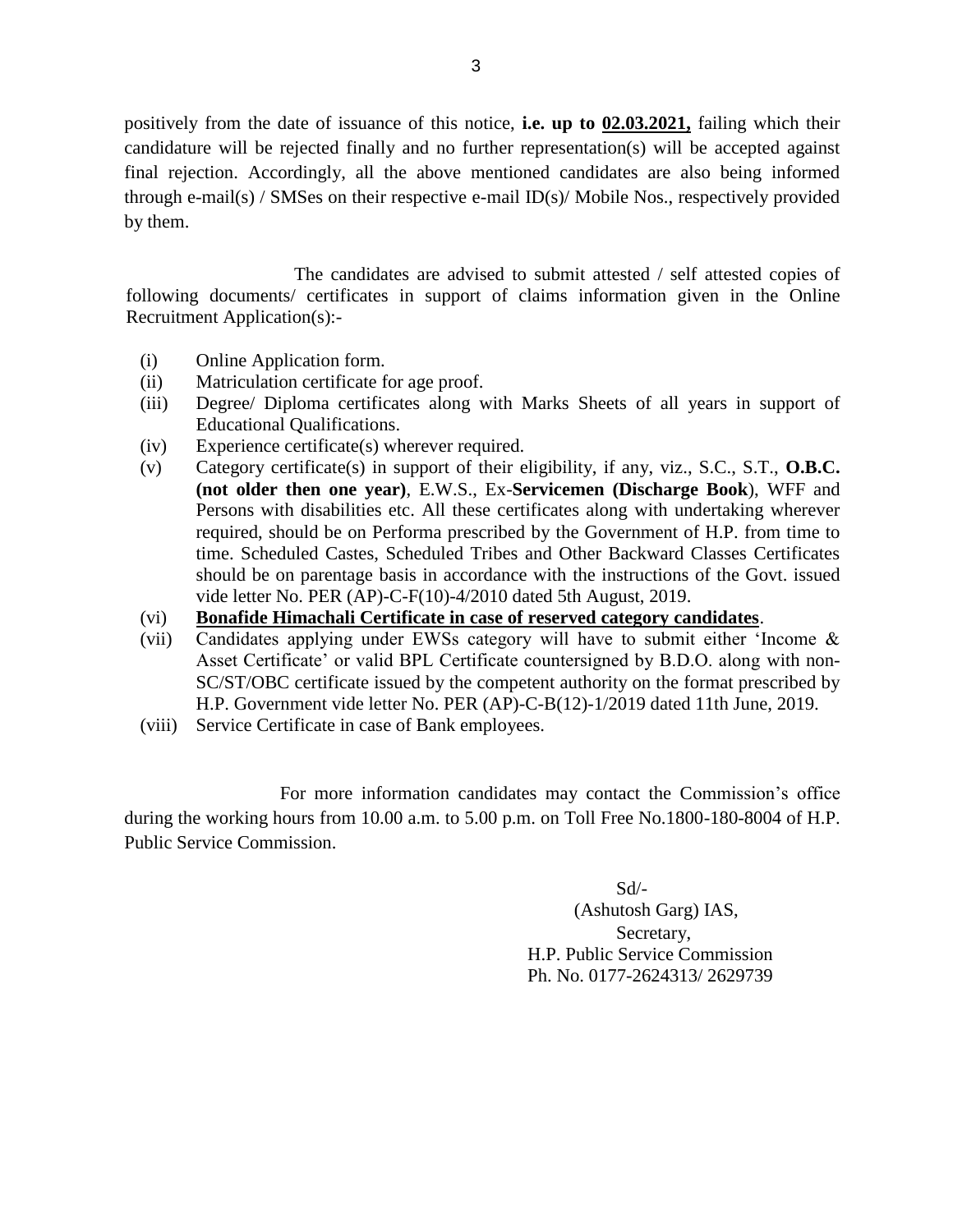positively from the date of issuance of this notice, **i.e. up to 02.03.2021,** failing which their candidature will be rejected finally and no further representation(s) will be accepted against final rejection. Accordingly, all the above mentioned candidates are also being informed through e-mail(s) / SMSes on their respective e-mail ID(s)/ Mobile Nos., respectively provided by them.

The candidates are advised to submit attested / self attested copies of following documents/ certificates in support of claims information given in the Online Recruitment Application(s):-

(i) Online Application form.

(ii) Matriculation certificate for age proof.

(iii) Degree/ Diploma certificates along with Marks Sheets of all years in support of Educational Qualifications.

(iv) Experience certificate(s) wherever required.

(v) Category certificate(s) in support of their eligibility, if any, viz., S.C., S.T., **O.B.C. (not older then one year)**, E.W.S., Ex-**Servicemen (Discharge Book**), WFF and Persons with disabilities etc. All these certificates along with undertaking wherever required, should be on Performa prescribed by the Government of H.P. from time to time. Scheduled Castes, Scheduled Tribes and Other Backward Classes Certificates should be on parentage basis in accordance with the instructions of the Govt. issued vide letter No. PER (AP)-C-F(10)-4/2010 dated 5th August, 2019.

(vi) **Bonafide Himachali Certificate in case of reserved category candidates**.

(vii) Candidates applying under EWSs category will have to submit either 'Income & Asset Certificate' or valid BPL Certificate countersigned by B.D.O. along with non-SC/ST/OBC certificate issued by the competent authority on the format prescribed by H.P. Government vide letter No. PER (AP)-C-B(12)-1/2019 dated 11th June, 2019.

(viii) Service Certificate in case of Bank employees.

For more information candidates may contact the Commission's office during the working hours from 10.00 a.m. to 5.00 p.m. on Toll Free No.1800-180-8004 of H.P. Public Service Commission.

Sd/-
(Ashutosh Garg) IAS,
Secretary,
H.P. Public Service Commission
Ph. No. 0177-2624313/ 2629739